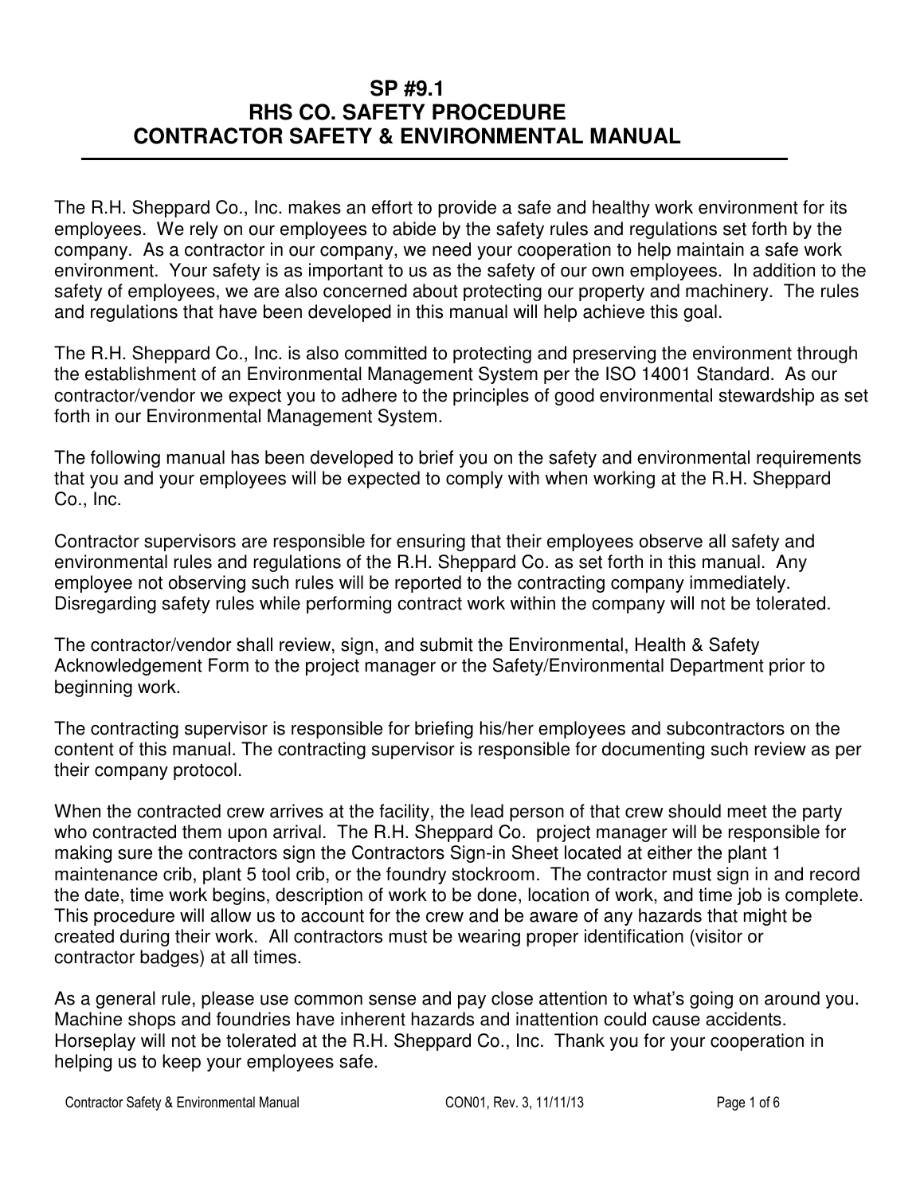# SP #9.1
# RHS CO. SAFETY PROCEDURE
# CONTRACTOR SAFETY & ENVIRONMENTAL MANUAL

---

The R.H. Sheppard Co., Inc. makes an effort to provide a safe and healthy work environment for its employees. We rely on our employees to abide by the safety rules and regulations set forth by the company. As a contractor in our company, we need your cooperation to help maintain a safe work environment. Your safety is as important to us as the safety of our own employees. In addition to the safety of employees, we are also concerned about protecting our property and machinery. The rules and regulations that have been developed in this manual will help achieve this goal.

The R.H. Sheppard Co., Inc. is also committed to protecting and preserving the environment through the establishment of an Environmental Management System per the ISO 14001 Standard. As our contractor/vendor we expect you to adhere to the principles of good environmental stewardship as set forth in our Environmental Management System.

The following manual has been developed to brief you on the safety and environmental requirements that you and your employees will be expected to comply with when working at the R.H. Sheppard Co., Inc.

Contractor supervisors are responsible for ensuring that their employees observe all safety and environmental rules and regulations of the R.H. Sheppard Co. as set forth in this manual. Any employee not observing such rules will be reported to the contracting company immediately. Disregarding safety rules while performing contract work within the company will not be tolerated.

The contractor/vendor shall review, sign, and submit the Environmental, Health & Safety Acknowledgement Form to the project manager or the Safety/Environmental Department prior to beginning work.

The contracting supervisor is responsible for briefing his/her employees and subcontractors on the content of this manual. The contracting supervisor is responsible for documenting such review as per their company protocol.

When the contracted crew arrives at the facility, the lead person of that crew should meet the party who contracted them upon arrival. The R.H. Sheppard Co. project manager will be responsible for making sure the contractors sign the Contractors Sign-in Sheet located at either the plant 1 maintenance crib, plant 5 tool crib, or the foundry stockroom. The contractor must sign in and record the date, time work begins, description of work to be done, location of work, and time job is complete. This procedure will allow us to account for the crew and be aware of any hazards that might be created during their work. All contractors must be wearing proper identification (visitor or contractor badges) at all times.

As a general rule, please use common sense and pay close attention to what's going on around you. Machine shops and foundries have inherent hazards and inattention could cause accidents. Horseplay will not be tolerated at the R.H. Sheppard Co., Inc. Thank you for your cooperation in helping us to keep your employees safe.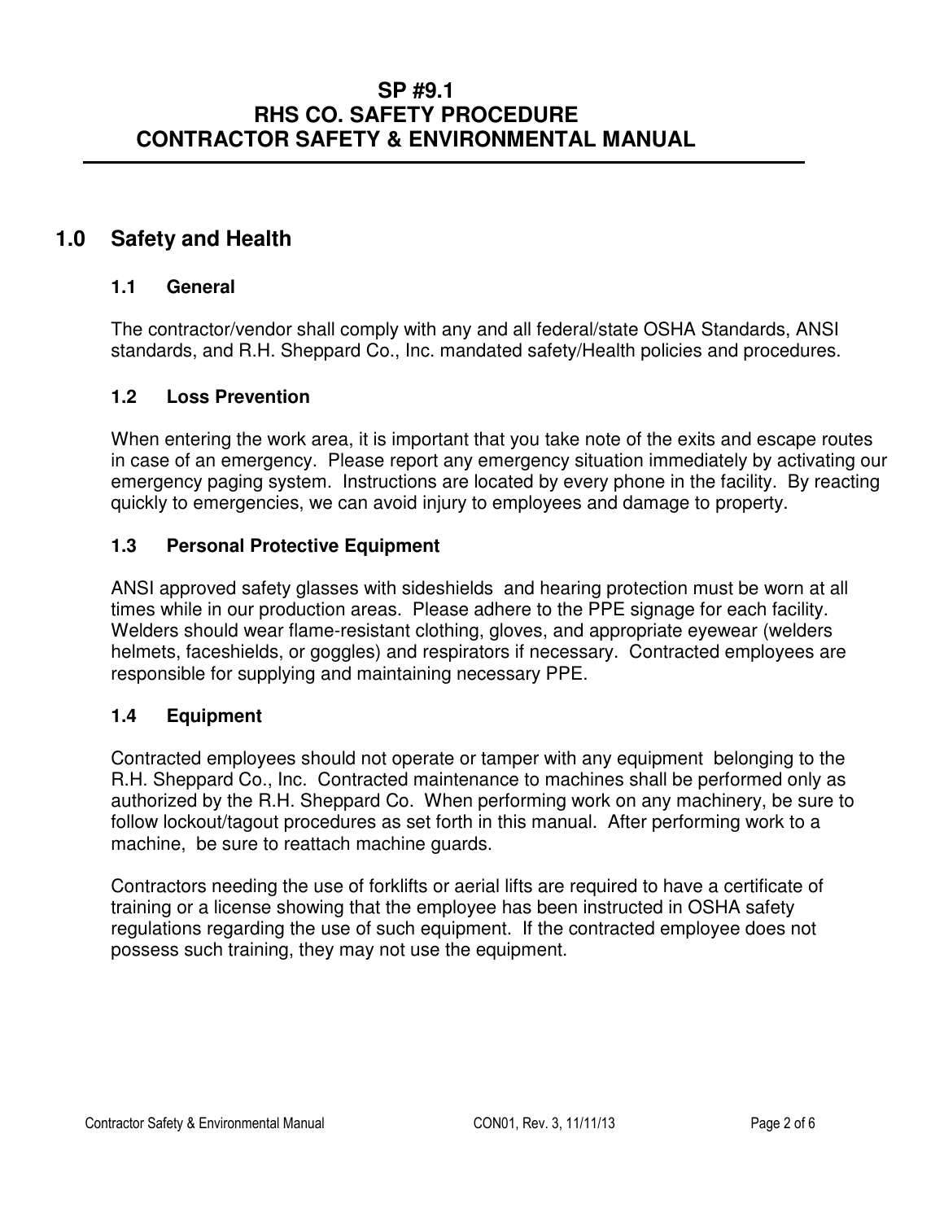# SP #9.1
# RHS CO. SAFETY PROCEDURE
# CONTRACTOR SAFETY & ENVIRONMENTAL MANUAL

## 1.0 Safety and Health

### 1.1 General

The contractor/vendor shall comply with any and all federal/state OSHA Standards, ANSI standards, and R.H. Sheppard Co., Inc. mandated safety/Health policies and procedures.

### 1.2 Loss Prevention

When entering the work area, it is important that you take note of the exits and escape routes in case of an emergency. Please report any emergency situation immediately by activating our emergency paging system. Instructions are located by every phone in the facility. By reacting quickly to emergencies, we can avoid injury to employees and damage to property.

### 1.3 Personal Protective Equipment

ANSI approved safety glasses with sideshields and hearing protection must be worn at all times while in our production areas. Please adhere to the PPE signage for each facility. Welders should wear flame-resistant clothing, gloves, and appropriate eyewear (welders helmets, faceshields, or goggles) and respirators if necessary. Contracted employees are responsible for supplying and maintaining necessary PPE.

### 1.4 Equipment

Contracted employees should not operate or tamper with any equipment belonging to the R.H. Sheppard Co., Inc. Contracted maintenance to machines shall be performed only as authorized by the R.H. Sheppard Co. When performing work on any machinery, be sure to follow lockout/tagout procedures as set forth in this manual. After performing work to a machine, be sure to reattach machine guards.

Contractors needing the use of forklifts or aerial lifts are required to have a certificate of training or a license showing that the employee has been instructed in OSHA safety regulations regarding the use of such equipment. If the contracted employee does not possess such training, they may not use the equipment.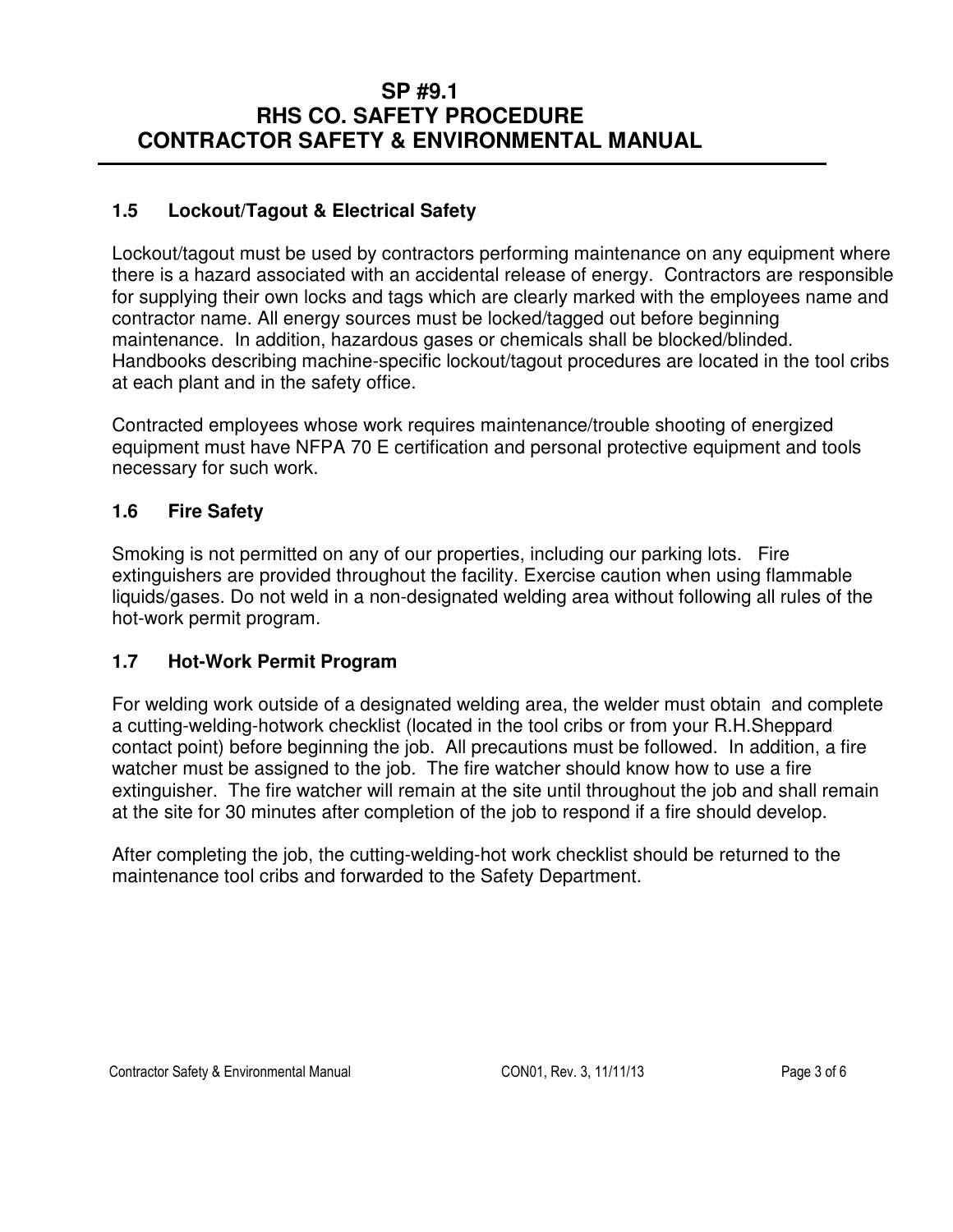### 1.5 Lockout/Tagout & Electrical Safety

Lockout/tagout must be used by contractors performing maintenance on any equipment where there is a hazard associated with an accidental release of energy. Contractors are responsible for supplying their own locks and tags which are clearly marked with the employees name and contractor name. All energy sources must be locked/tagged out before beginning maintenance. In addition, hazardous gases or chemicals shall be blocked/blinded. Handbooks describing machine-specific lockout/tagout procedures are located in the tool cribs at each plant and in the safety office.

Contracted employees whose work requires maintenance/trouble shooting of energized equipment must have NFPA 70 E certification and personal protective equipment and tools necessary for such work.

### 1.6 Fire Safety

Smoking is not permitted on any of our properties, including our parking lots. Fire extinguishers are provided throughout the facility. Exercise caution when using flammable liquids/gases. Do not weld in a non-designated welding area without following all rules of the hot-work permit program.

### 1.7 Hot-Work Permit Program

For welding work outside of a designated welding area, the welder must obtain and complete a cutting-welding-hotwork checklist (located in the tool cribs or from your R.H.Sheppard contact point) before beginning the job. All precautions must be followed. In addition, a fire watcher must be assigned to the job. The fire watcher should know how to use a fire extinguisher. The fire watcher will remain at the site until throughout the job and shall remain at the site for 30 minutes after completion of the job to respond if a fire should develop.

After completing the job, the cutting-welding-hot work checklist should be returned to the maintenance tool cribs and forwarded to the Safety Department.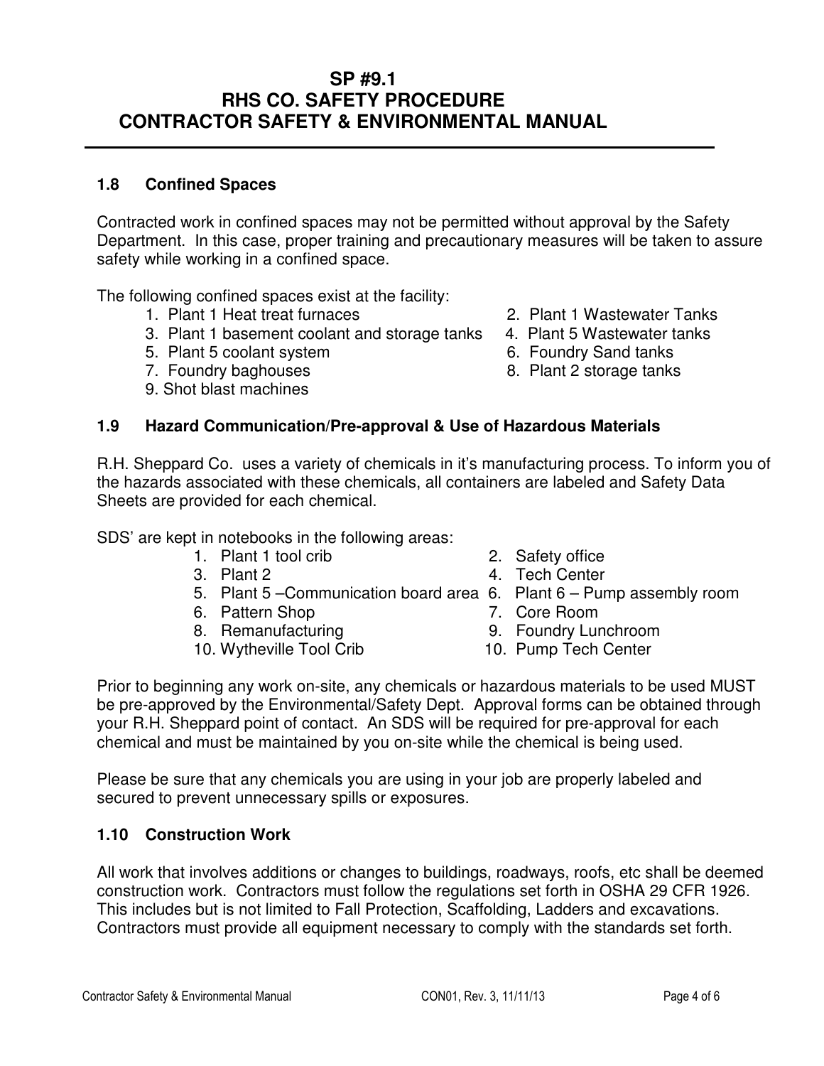# SP #9.1
# RHS CO. SAFETY PROCEDURE
# CONTRACTOR SAFETY & ENVIRONMENTAL MANUAL

## 1.8 Confined Spaces

Contracted work in confined spaces may not be permitted without approval by the Safety Department. In this case, proper training and precautionary measures will be taken to assure safety while working in a confined space.

The following confined spaces exist at the facility:

1. Plant 1 Heat treat furnaces
2. Plant 1 Wastewater Tanks
3. Plant 1 basement coolant and storage tanks
4. Plant 5 Wastewater tanks
5. Plant 5 coolant system
6. Foundry Sand tanks
7. Foundry baghouses
8. Plant 2 storage tanks
9. Shot blast machines

## 1.9 Hazard Communication/Pre-approval & Use of Hazardous Materials

R.H. Sheppard Co. uses a variety of chemicals in it's manufacturing process. To inform you of the hazards associated with these chemicals, all containers are labeled and Safety Data Sheets are provided for each chemical.

SDS' are kept in notebooks in the following areas:

1. Plant 1 tool crib
2. Safety office
3. Plant 2
4. Tech Center
5. Plant 5 –Communication board area
6. Plant 6 – Pump assembly room
6. Pattern Shop
7. Core Room
8. Remanufacturing
9. Foundry Lunchroom
10. Wytheville Tool Crib
10. Pump Tech Center

Prior to beginning any work on-site, any chemicals or hazardous materials to be used MUST be pre-approved by the Environmental/Safety Dept. Approval forms can be obtained through your R.H. Sheppard point of contact. An SDS will be required for pre-approval for each chemical and must be maintained by you on-site while the chemical is being used.

Please be sure that any chemicals you are using in your job are properly labeled and secured to prevent unnecessary spills or exposures.

## 1.10 Construction Work

All work that involves additions or changes to buildings, roadways, roofs, etc shall be deemed construction work. Contractors must follow the regulations set forth in OSHA 29 CFR 1926. This includes but is not limited to Fall Protection, Scaffolding, Ladders and excavations. Contractors must provide all equipment necessary to comply with the standards set forth.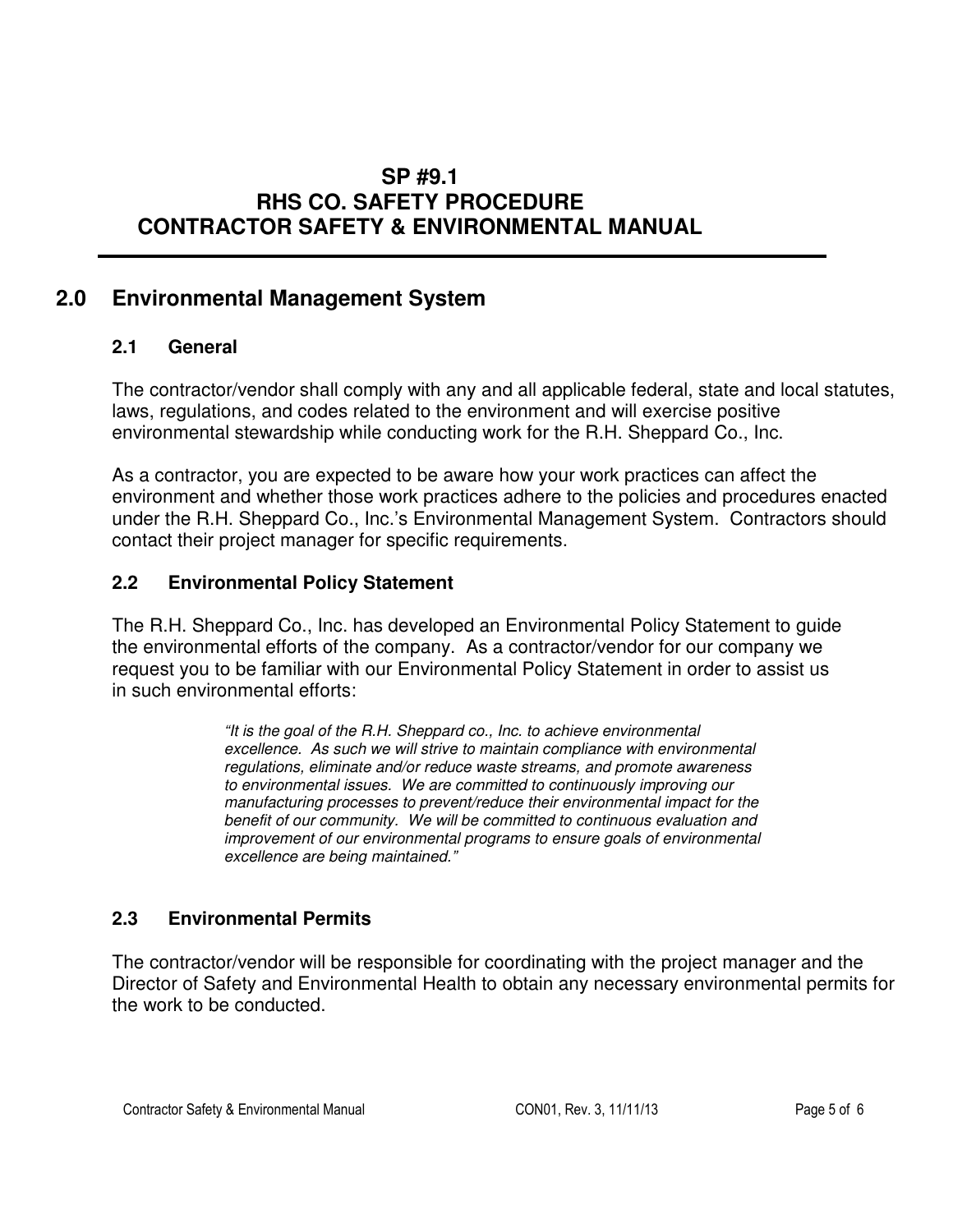# SP #9.1
# RHS CO. SAFETY PROCEDURE
# CONTRACTOR SAFETY & ENVIRONMENTAL MANUAL

## 2.0 Environmental Management System

### 2.1 General

The contractor/vendor shall comply with any and all applicable federal, state and local statutes, laws, regulations, and codes related to the environment and will exercise positive environmental stewardship while conducting work for the R.H. Sheppard Co., Inc.

As a contractor, you are expected to be aware how your work practices can affect the environment and whether those work practices adhere to the policies and procedures enacted under the R.H. Sheppard Co., Inc.'s Environmental Management System. Contractors should contact their project manager for specific requirements.

### 2.2 Environmental Policy Statement

The R.H. Sheppard Co., Inc. has developed an Environmental Policy Statement to guide the environmental efforts of the company. As a contractor/vendor for our company we request you to be familiar with our Environmental Policy Statement in order to assist us in such environmental efforts:

> *"It is the goal of the R.H. Sheppard co., Inc. to achieve environmental excellence. As such we will strive to maintain compliance with environmental regulations, eliminate and/or reduce waste streams, and promote awareness to environmental issues. We are committed to continuously improving our manufacturing processes to prevent/reduce their environmental impact for the benefit of our community. We will be committed to continuous evaluation and improvement of our environmental programs to ensure goals of environmental excellence are being maintained."*

### 2.3 Environmental Permits

The contractor/vendor will be responsible for coordinating with the project manager and the Director of Safety and Environmental Health to obtain any necessary environmental permits for the work to be conducted.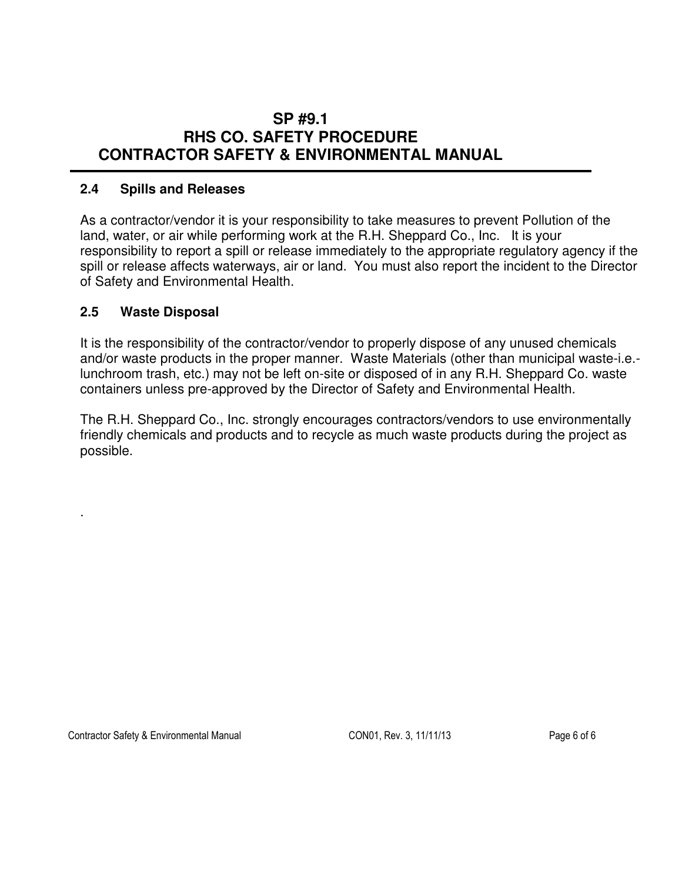### 2.4 Spills and Releases

As a contractor/vendor it is your responsibility to take measures to prevent Pollution of the land, water, or air while performing work at the R.H. Sheppard Co., Inc. It is your responsibility to report a spill or release immediately to the appropriate regulatory agency if the spill or release affects waterways, air or land. You must also report the incident to the Director of Safety and Environmental Health.

### 2.5 Waste Disposal

It is the responsibility of the contractor/vendor to properly dispose of any unused chemicals and/or waste products in the proper manner. Waste Materials (other than municipal waste-i.e.-lunchroom trash, etc.) may not be left on-site or disposed of in any R.H. Sheppard Co. waste containers unless pre-approved by the Director of Safety and Environmental Health.

The R.H. Sheppard Co., Inc. strongly encourages contractors/vendors to use environmentally friendly chemicals and products and to recycle as much waste products during the project as possible.

.